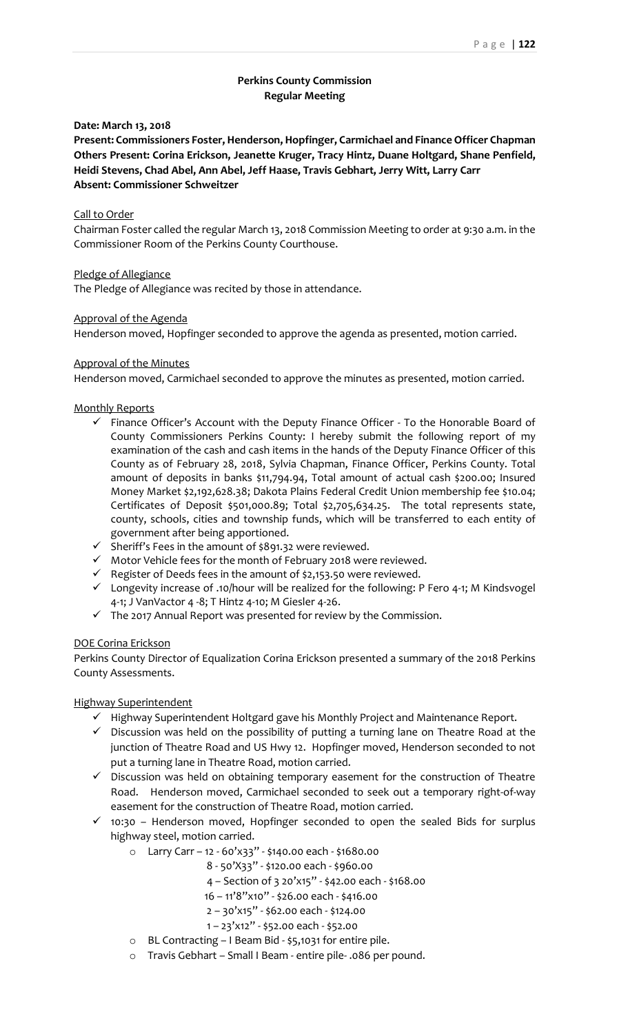# Perkins County Commission
## Regular Meeting

**Date: March 13, 2018**

**Present: Commissioners Foster, Henderson, Hopfinger, Carmichael and Finance Officer Chapman**
**Others Present: Corina Erickson, Jeanette Kruger, Tracy Hintz, Duane Holtgard, Shane Penfield, Heidi Stevens, Chad Abel, Ann Abel, Jeff Haase, Travis Gebhart, Jerry Witt, Larry Carr**
**Absent: Commissioner Schweitzer**

Call to Order

Chairman Foster called the regular March 13, 2018 Commission Meeting to order at 9:30 a.m. in the Commissioner Room of the Perkins County Courthouse.

Pledge of Allegiance

The Pledge of Allegiance was recited by those in attendance.

Approval of the Agenda

Henderson moved, Hopfinger seconded to approve the agenda as presented, motion carried.

Approval of the Minutes

Henderson moved, Carmichael seconded to approve the minutes as presented, motion carried.

Monthly Reports

- ✓ Finance Officer's Account with the Deputy Finance Officer - To the Honorable Board of County Commissioners Perkins County: I hereby submit the following report of my examination of the cash and cash items in the hands of the Deputy Finance Officer of this County as of February 28, 2018, Sylvia Chapman, Finance Officer, Perkins County. Total amount of deposits in banks $11,794.94, Total amount of actual cash $200.00; Insured Money Market $2,192,628.38; Dakota Plains Federal Credit Union membership fee $10.04; Certificates of Deposit $501,000.89; Total $2,705,634.25. The total represents state, county, schools, cities and township funds, which will be transferred to each entity of government after being apportioned.
- ✓ Sheriff's Fees in the amount of $891.32 were reviewed.
- ✓ Motor Vehicle fees for the month of February 2018 were reviewed.
- ✓ Register of Deeds fees in the amount of $2,153.50 were reviewed.
- ✓ Longevity increase of .10/hour will be realized for the following: P Fero 4-1; M Kindsvogel 4-1; J VanVactor 4 -8; T Hintz 4-10; M Giesler 4-26.
- ✓ The 2017 Annual Report was presented for review by the Commission.

DOE Corina Erickson

Perkins County Director of Equalization Corina Erickson presented a summary of the 2018 Perkins County Assessments.

Highway Superintendent

- ✓ Highway Superintendent Holtgard gave his Monthly Project and Maintenance Report.
- ✓ Discussion was held on the possibility of putting a turning lane on Theatre Road at the junction of Theatre Road and US Hwy 12. Hopfinger moved, Henderson seconded to not put a turning lane in Theatre Road, motion carried.
- ✓ Discussion was held on obtaining temporary easement for the construction of Theatre Road. Henderson moved, Carmichael seconded to seek out a temporary right-of-way easement for the construction of Theatre Road, motion carried.
- ✓ 10:30 – Henderson moved, Hopfinger seconded to open the sealed Bids for surplus highway steel, motion carried.
  - Larry Carr – 12 - 60'x33" - $140.00 each - $1680.00
    8 - 50'X33" - $120.00 each - $960.00
    4 – Section of 3 20'x15" - $42.00 each - $168.00
    16 – 11'8"x10" - $26.00 each - $416.00
    2 – 30'x15" - $62.00 each - $124.00
    1 – 23'x12" - $52.00 each - $52.00
  - BL Contracting – I Beam Bid - $5,1031 for entire pile.
  - Travis Gebhart – Small I Beam - entire pile- .086 per pound.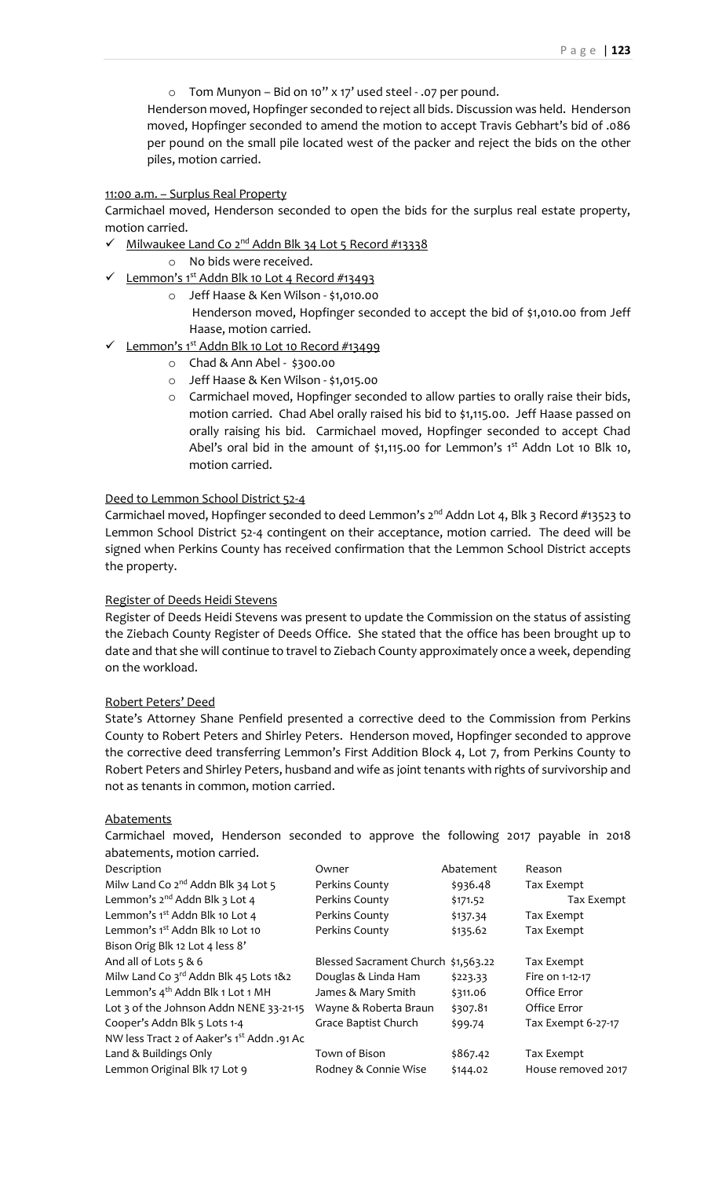- Tom Munyon – Bid on 10" x 17' used steel - .07 per pound.

Henderson moved, Hopfinger seconded to reject all bids. Discussion was held. Henderson moved, Hopfinger seconded to amend the motion to accept Travis Gebhart's bid of .086 per pound on the small pile located west of the packer and reject the bids on the other piles, motion carried.

11:00 a.m. – Surplus Real Property

Carmichael moved, Henderson seconded to open the bids for the surplus real estate property, motion carried.

- ✓ Milwaukee Land Co 2nd Addn Blk 34 Lot 5 Record #13338
  - No bids were received.
- ✓ Lemmon's 1st Addn Blk 10 Lot 4 Record #13493
  - Jeff Haase & Ken Wilson - $1,010.00

    Henderson moved, Hopfinger seconded to accept the bid of $1,010.00 from Jeff Haase, motion carried.
- ✓ Lemmon's 1st Addn Blk 10 Lot 10 Record #13499
  - Chad & Ann Abel - $300.00
  - Jeff Haase & Ken Wilson - $1,015.00
  - Carmichael moved, Hopfinger seconded to allow parties to orally raise their bids, motion carried. Chad Abel orally raised his bid to $1,115.00. Jeff Haase passed on orally raising his bid. Carmichael moved, Hopfinger seconded to accept Chad Abel's oral bid in the amount of $1,115.00 for Lemmon's 1st Addn Lot 10 Blk 10, motion carried.

Deed to Lemmon School District 52-4

Carmichael moved, Hopfinger seconded to deed Lemmon's 2nd Addn Lot 4, Blk 3 Record #13523 to Lemmon School District 52-4 contingent on their acceptance, motion carried. The deed will be signed when Perkins County has received confirmation that the Lemmon School District accepts the property.

Register of Deeds Heidi Stevens

Register of Deeds Heidi Stevens was present to update the Commission on the status of assisting the Ziebach County Register of Deeds Office. She stated that the office has been brought up to date and that she will continue to travel to Ziebach County approximately once a week, depending on the workload.

Robert Peters' Deed

State's Attorney Shane Penfield presented a corrective deed to the Commission from Perkins County to Robert Peters and Shirley Peters. Henderson moved, Hopfinger seconded to approve the corrective deed transferring Lemmon's First Addition Block 4, Lot 7, from Perkins County to Robert Peters and Shirley Peters, husband and wife as joint tenants with rights of survivorship and not as tenants in common, motion carried.

Abatements

Carmichael moved, Henderson seconded to approve the following 2017 payable in 2018 abatements, motion carried.

| Description | Owner | Abatement | Reason |
|---|---|---|---|
| Milw Land Co 2nd Addn Blk 34 Lot 5 | Perkins County | $936.48 | Tax Exempt |
| Lemmon's 2nd Addn Blk 3 Lot 4 | Perkins County | $171.52 | Tax Exempt |
| Lemmon's 1st Addn Blk 10 Lot 4 | Perkins County | $137.34 | Tax Exempt |
| Lemmon's 1st Addn Blk 10 Lot 10 | Perkins County | $135.62 | Tax Exempt |
| Bison Orig Blk 12 Lot 4 less 8' And all of Lots 5 & 6 | Blessed Sacrament Church | $1,563.22 | Tax Exempt |
| Milw Land Co 3rd Addn Blk 45 Lots 1&2 | Douglas & Linda Ham | $223.33 | Fire on 1-12-17 |
| Lemmon's 4th Addn Blk 1 Lot 1 MH | James & Mary Smith | $311.06 | Office Error |
| Lot 3 of the Johnson Addn NENE 33-21-15 | Wayne & Roberta Braun | $307.81 | Office Error |
| Cooper's Addn Blk 5 Lots 1-4 | Grace Baptist Church | $99.74 | Tax Exempt 6-27-17 |
| NW less Tract 2 of Aaker's 1st Addn .91 Ac Land & Buildings Only | Town of Bison | $867.42 | Tax Exempt |
| Lemmon Original Blk 17 Lot 9 | Rodney & Connie Wise | $144.02 | House removed 2017 |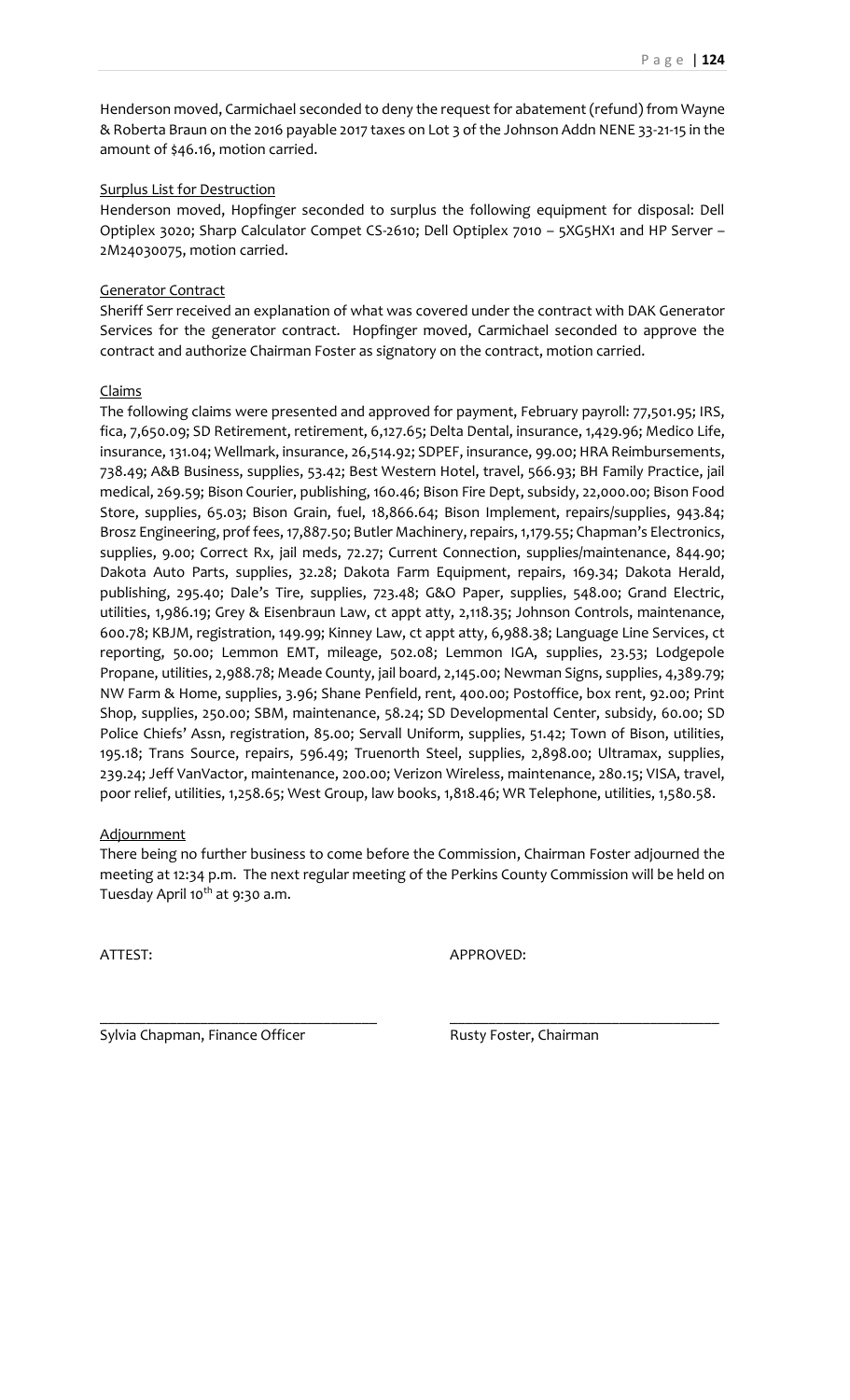Henderson moved, Carmichael seconded to deny the request for abatement (refund) from Wayne & Roberta Braun on the 2016 payable 2017 taxes on Lot 3 of the Johnson Addn NENE 33-21-15 in the amount of $46.16, motion carried.

Surplus List for Destruction

Henderson moved, Hopfinger seconded to surplus the following equipment for disposal: Dell Optiplex 3020; Sharp Calculator Compet CS-2610; Dell Optiplex 7010 – 5XG5HX1 and HP Server – 2M24030075, motion carried.

Generator Contract

Sheriff Serr received an explanation of what was covered under the contract with DAK Generator Services for the generator contract. Hopfinger moved, Carmichael seconded to approve the contract and authorize Chairman Foster as signatory on the contract, motion carried.

Claims

The following claims were presented and approved for payment, February payroll: 77,501.95; IRS, fica, 7,650.09; SD Retirement, retirement, 6,127.65; Delta Dental, insurance, 1,429.96; Medico Life, insurance, 131.04; Wellmark, insurance, 26,514.92; SDPEF, insurance, 99.00; HRA Reimbursements, 738.49; A&B Business, supplies, 53.42; Best Western Hotel, travel, 566.93; BH Family Practice, jail medical, 269.59; Bison Courier, publishing, 160.46; Bison Fire Dept, subsidy, 22,000.00; Bison Food Store, supplies, 65.03; Bison Grain, fuel, 18,866.64; Bison Implement, repairs/supplies, 943.84; Brosz Engineering, prof fees, 17,887.50; Butler Machinery, repairs, 1,179.55; Chapman's Electronics, supplies, 9.00; Correct Rx, jail meds, 72.27; Current Connection, supplies/maintenance, 844.90; Dakota Auto Parts, supplies, 32.28; Dakota Farm Equipment, repairs, 169.34; Dakota Herald, publishing, 295.40; Dale's Tire, supplies, 723.48; G&O Paper, supplies, 548.00; Grand Electric, utilities, 1,986.19; Grey & Eisenbraun Law, ct appt atty, 2,118.35; Johnson Controls, maintenance, 600.78; KBJM, registration, 149.99; Kinney Law, ct appt atty, 6,988.38; Language Line Services, ct reporting, 50.00; Lemmon EMT, mileage, 502.08; Lemmon IGA, supplies, 23.53; Lodgepole Propane, utilities, 2,988.78; Meade County, jail board, 2,145.00; Newman Signs, supplies, 4,389.79; NW Farm & Home, supplies, 3.96; Shane Penfield, rent, 400.00; Postoffice, box rent, 92.00; Print Shop, supplies, 250.00; SBM, maintenance, 58.24; SD Developmental Center, subsidy, 60.00; SD Police Chiefs' Assn, registration, 85.00; Servall Uniform, supplies, 51.42; Town of Bison, utilities, 195.18; Trans Source, repairs, 596.49; Truenorth Steel, supplies, 2,898.00; Ultramax, supplies, 239.24; Jeff VanVactor, maintenance, 200.00; Verizon Wireless, maintenance, 280.15; VISA, travel, poor relief, utilities, 1,258.65; West Group, law books, 1,818.46; WR Telephone, utilities, 1,580.58.

Adjournment

There being no further business to come before the Commission, Chairman Foster adjourned the meeting at 12:34 p.m. The next regular meeting of the Perkins County Commission will be held on Tuesday April 10th at 9:30 a.m.

ATTEST: APPROVED:

\_\_\_\_\_\_\_\_\_\_\_\_\_\_\_\_\_\_\_\_\_\_\_\_\_\_\_\_\_\_\_\_ \_\_\_\_\_\_\_\_\_\_\_\_\_\_\_\_\_\_\_\_\_\_\_\_\_\_\_\_\_\_\_\_

Sylvia Chapman, Finance Officer Rusty Foster, Chairman